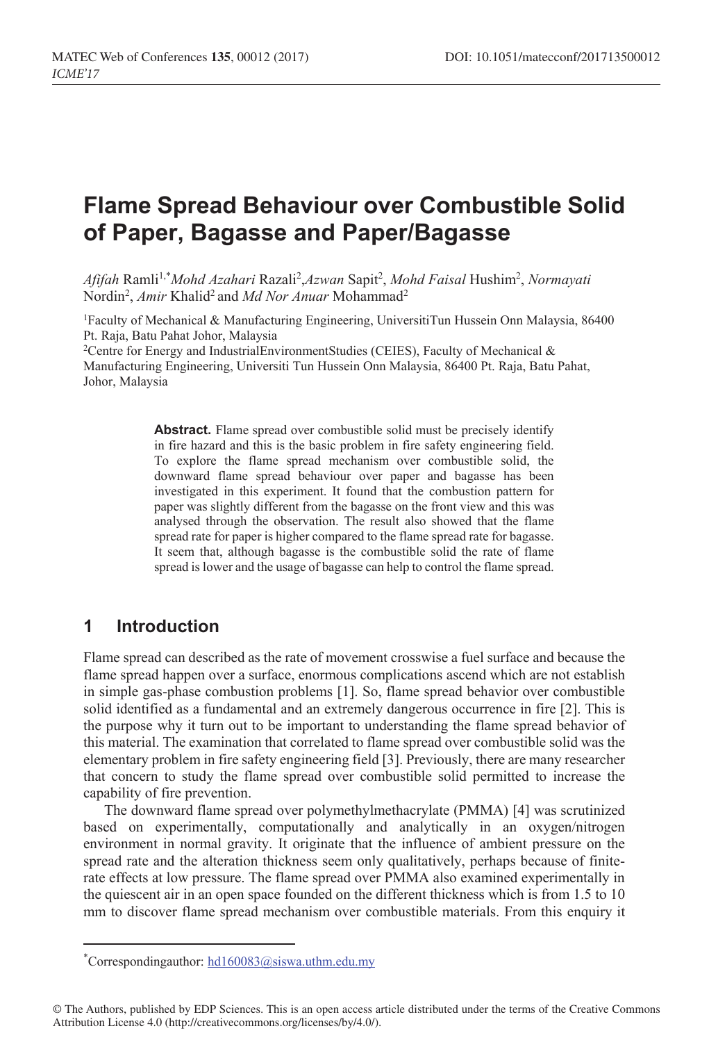# Flame Spread Behaviour over Combustible Solid of Paper, Bagasse and Paper/Bagasse

*Afifah* Ramli[1,*] *Mohd Azahari* Razali[2], *Azwan* Sapit[2], *Mohd Faisal* Hushim[2], *Normayati* Nordin[2], *Amir* Khalid[2] and *Md Nor Anuar* Mohammad[2]

[1]Faculty of Mechanical & Manufacturing Engineering, UniversitiTun Hussein Onn Malaysia, 86400 Pt. Raja, Batu Pahat Johor, Malaysia

[2]Centre for Energy and IndustrialEnvironmentStudies (CEIES), Faculty of Mechanical & Manufacturing Engineering, Universiti Tun Hussein Onn Malaysia, 86400 Pt. Raja, Batu Pahat, Johor, Malaysia

**Abstract.** Flame spread over combustible solid must be precisely identify in fire hazard and this is the basic problem in fire safety engineering field. To explore the flame spread mechanism over combustible solid, the downward flame spread behaviour over paper and bagasse has been investigated in this experiment. It found that the combustion pattern for paper was slightly different from the bagasse on the front view and this was analysed through the observation. The result also showed that the flame spread rate for paper is higher compared to the flame spread rate for bagasse. It seem that, although bagasse is the combustible solid the rate of flame spread is lower and the usage of bagasse can help to control the flame spread.

## 1 Introduction

Flame spread can described as the rate of movement crosswise a fuel surface and because the flame spread happen over a surface, enormous complications ascend which are not establish in simple gas-phase combustion problems [1]. So, flame spread behavior over combustible solid identified as a fundamental and an extremely dangerous occurrence in fire [2]. This is the purpose why it turn out to be important to understanding the flame spread behavior of this material. The examination that correlated to flame spread over combustible solid was the elementary problem in fire safety engineering field [3]. Previously, there are many researcher that concern to study the flame spread over combustible solid permitted to increase the capability of fire prevention.

The downward flame spread over polymethylmethacrylate (PMMA) [4] was scrutinized based on experimentally, computationally and analytically in an oxygen/nitrogen environment in normal gravity. It originate that the influence of ambient pressure on the spread rate and the alteration thickness seem only qualitatively, perhaps because of finite-rate effects at low pressure. The flame spread over PMMA also examined experimentally in the quiescent air in an open space founded on the different thickness which is from 1.5 to 10 mm to discover flame spread mechanism over combustible materials. From this enquiry it

*Correspondingauthor: hd160083@siswa.uthm.edu.my

© The Authors, published by EDP Sciences. This is an open access article distributed under the terms of the Creative Commons Attribution License 4.0 (http://creativecommons.org/licenses/by/4.0/).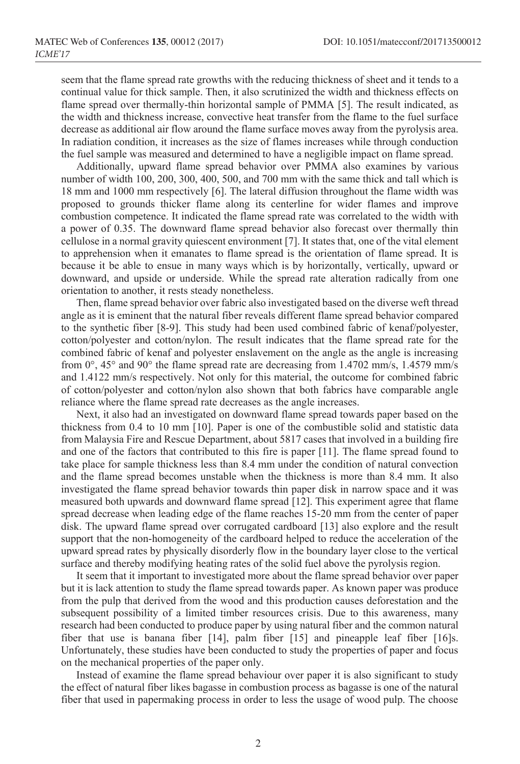seem that the flame spread rate growths with the reducing thickness of sheet and it tends to a continual value for thick sample. Then, it also scrutinized the width and thickness effects on flame spread over thermally-thin horizontal sample of PMMA [5]. The result indicated, as the width and thickness increase, convective heat transfer from the flame to the fuel surface decrease as additional air flow around the flame surface moves away from the pyrolysis area. In radiation condition, it increases as the size of flames increases while through conduction the fuel sample was measured and determined to have a negligible impact on flame spread.

Additionally, upward flame spread behavior over PMMA also examines by various number of width 100, 200, 300, 400, 500, and 700 mm with the same thick and tall which is 18 mm and 1000 mm respectively [6]. The lateral diffusion throughout the flame width was proposed to grounds thicker flame along its centerline for wider flames and improve combustion competence. It indicated the flame spread rate was correlated to the width with a power of 0.35. The downward flame spread behavior also forecast over thermally thin cellulose in a normal gravity quiescent environment [7]. It states that, one of the vital element to apprehension when it emanates to flame spread is the orientation of flame spread. It is because it be able to ensue in many ways which is by horizontally, vertically, upward or downward, and upside or underside. While the spread rate alteration radically from one orientation to another, it rests steady nonetheless.

Then, flame spread behavior over fabric also investigated based on the diverse weft thread angle as it is eminent that the natural fiber reveals different flame spread behavior compared to the synthetic fiber [8-9]. This study had been used combined fabric of kenaf/polyester, cotton/polyester and cotton/nylon. The result indicates that the flame spread rate for the combined fabric of kenaf and polyester enslavement on the angle as the angle is increasing from 0°, 45° and 90° the flame spread rate are decreasing from 1.4702 mm/s, 1.4579 mm/s and 1.4122 mm/s respectively. Not only for this material, the outcome for combined fabric of cotton/polyester and cotton/nylon also shown that both fabrics have comparable angle reliance where the flame spread rate decreases as the angle increases.

Next, it also had an investigated on downward flame spread towards paper based on the thickness from 0.4 to 10 mm [10]. Paper is one of the combustible solid and statistic data from Malaysia Fire and Rescue Department, about 5817 cases that involved in a building fire and one of the factors that contributed to this fire is paper [11]. The flame spread found to take place for sample thickness less than 8.4 mm under the condition of natural convection and the flame spread becomes unstable when the thickness is more than 8.4 mm. It also investigated the flame spread behavior towards thin paper disk in narrow space and it was measured both upwards and downward flame spread [12]. This experiment agree that flame spread decrease when leading edge of the flame reaches 15-20 mm from the center of paper disk. The upward flame spread over corrugated cardboard [13] also explore and the result support that the non-homogeneity of the cardboard helped to reduce the acceleration of the upward spread rates by physically disorderly flow in the boundary layer close to the vertical surface and thereby modifying heating rates of the solid fuel above the pyrolysis region.

It seem that it important to investigated more about the flame spread behavior over paper but it is lack attention to study the flame spread towards paper. As known paper was produce from the pulp that derived from the wood and this production causes deforestation and the subsequent possibility of a limited timber resources crisis. Due to this awareness, many research had been conducted to produce paper by using natural fiber and the common natural fiber that use is banana fiber [14], palm fiber [15] and pineapple leaf fiber [16]s. Unfortunately, these studies have been conducted to study the properties of paper and focus on the mechanical properties of the paper only.

Instead of examine the flame spread behaviour over paper it is also significant to study the effect of natural fiber likes bagasse in combustion process as bagasse is one of the natural fiber that used in papermaking process in order to less the usage of wood pulp. The choose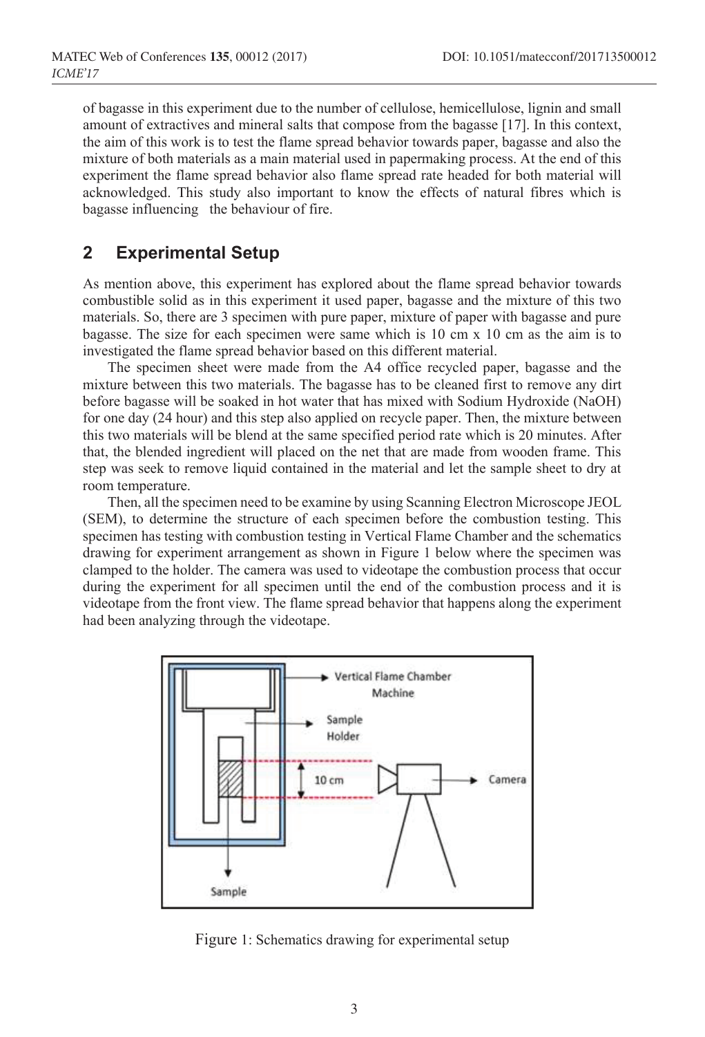of bagasse in this experiment due to the number of cellulose, hemicellulose, lignin and small amount of extractives and mineral salts that compose from the bagasse [17]. In this context, the aim of this work is to test the flame spread behavior towards paper, bagasse and also the mixture of both materials as a main material used in papermaking process. At the end of this experiment the flame spread behavior also flame spread rate headed for both material will acknowledged. This study also important to know the effects of natural fibres which is bagasse influencing the behaviour of fire.

## 2 Experimental Setup

As mention above, this experiment has explored about the flame spread behavior towards combustible solid as in this experiment it used paper, bagasse and the mixture of this two materials. So, there are 3 specimen with pure paper, mixture of paper with bagasse and pure bagasse. The size for each specimen were same which is 10 cm x 10 cm as the aim is to investigated the flame spread behavior based on this different material.

The specimen sheet were made from the A4 office recycled paper, bagasse and the mixture between this two materials. The bagasse has to be cleaned first to remove any dirt before bagasse will be soaked in hot water that has mixed with Sodium Hydroxide ($NaOH$) for one day (24 hour) and this step also applied on recycle paper. Then, the mixture between this two materials will be blend at the same specified period rate which is 20 minutes. After that, the blended ingredient will placed on the net that are made from wooden frame. This step was seek to remove liquid contained in the material and let the sample sheet to dry at room temperature.

Then, all the specimen need to be examine by using Scanning Electron Microscope JEOL (SEM), to determine the structure of each specimen before the combustion testing. This specimen has testing with combustion testing in Vertical Flame Chamber and the schematics drawing for experiment arrangement as shown in Figure 1 below where the specimen was clamped to the holder. The camera was used to videotape the combustion process that occur during the experiment for all specimen until the end of the combustion process and it is videotape from the front view. The flame spread behavior that happens along the experiment had been analyzing through the videotape.

Figure 1: Schematics drawing for experimental setup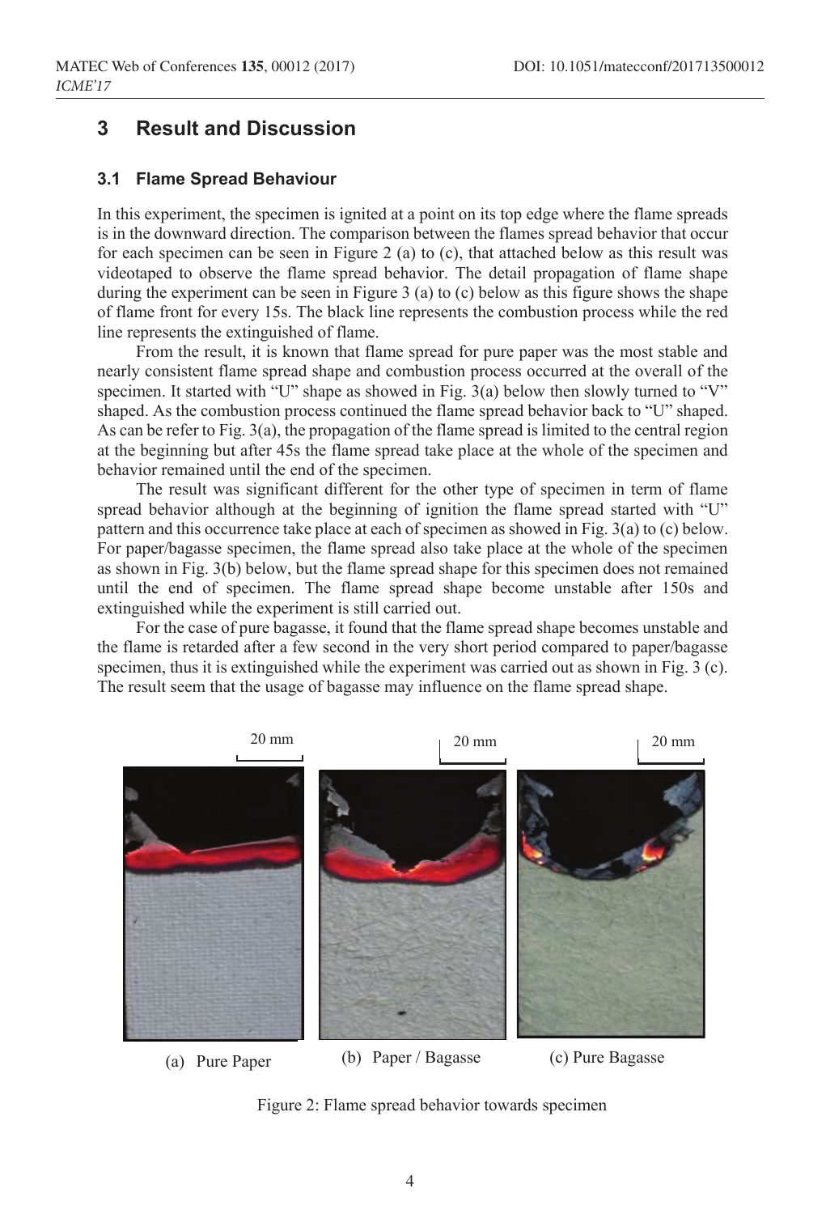## 3 Result and Discussion

### 3.1 Flame Spread Behaviour

In this experiment, the specimen is ignited at a point on its top edge where the flame spreads is in the downward direction. The comparison between the flames spread behavior that occur for each specimen can be seen in Figure 2 (a) to (c), that attached below as this result was videotaped to observe the flame spread behavior. The detail propagation of flame shape during the experiment can be seen in Figure 3 (a) to (c) below as this figure shows the shape of flame front for every 15s. The black line represents the combustion process while the red line represents the extinguished of flame.

From the result, it is known that flame spread for pure paper was the most stable and nearly consistent flame spread shape and combustion process occurred at the overall of the specimen. It started with "U" shape as showed in Fig. 3(a) below then slowly turned to "V" shaped. As the combustion process continued the flame spread behavior back to "U" shaped. As can be refer to Fig. 3(a), the propagation of the flame spread is limited to the central region at the beginning but after 45s the flame spread take place at the whole of the specimen and behavior remained until the end of the specimen.

The result was significant different for the other type of specimen in term of flame spread behavior although at the beginning of ignition the flame spread started with "U" pattern and this occurrence take place at each of specimen as showed in Fig. 3(a) to (c) below. For paper/bagasse specimen, the flame spread also take place at the whole of the specimen as shown in Fig. 3(b) below, but the flame spread shape for this specimen does not remained until the end of specimen. The flame spread shape become unstable after 150s and extinguished while the experiment is still carried out.

For the case of pure bagasse, it found that the flame spread shape becomes unstable and the flame is retarded after a few second in the very short period compared to paper/bagasse specimen, thus it is extinguished while the experiment was carried out as shown in Fig. 3 (c). The result seem that the usage of bagasse may influence on the flame spread shape.

20 mm 20 mm 20 mm

(a) Pure Paper (b) Paper / Bagasse (c) Pure Bagasse

Figure 2: Flame spread behavior towards specimen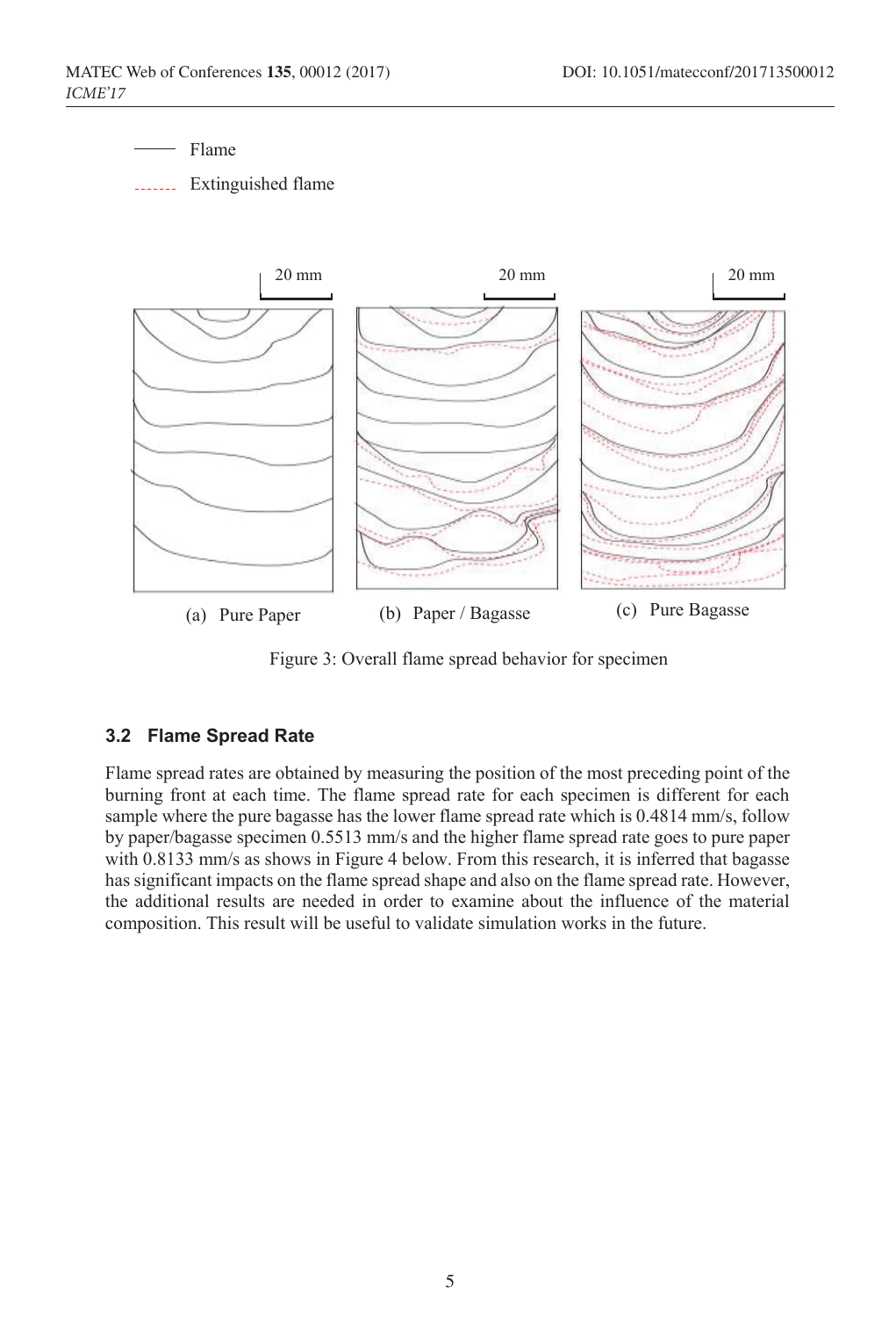Flame

Extinguished flame

20 mm 20 mm 20 mm

(a) Pure Paper (b) Paper / Bagasse (c) Pure Bagasse

Figure 3: Overall flame spread behavior for specimen

### 3.2 Flame Spread Rate

Flame spread rates are obtained by measuring the position of the most preceding point of the burning front at each time. The flame spread rate for each specimen is different for each sample where the pure bagasse has the lower flame spread rate which is 0.4814 mm/s, follow by paper/bagasse specimen 0.5513 mm/s and the higher flame spread rate goes to pure paper with 0.8133 mm/s as shows in Figure 4 below. From this research, it is inferred that bagasse has significant impacts on the flame spread shape and also on the flame spread rate. However, the additional results are needed in order to examine about the influence of the material composition. This result will be useful to validate simulation works in the future.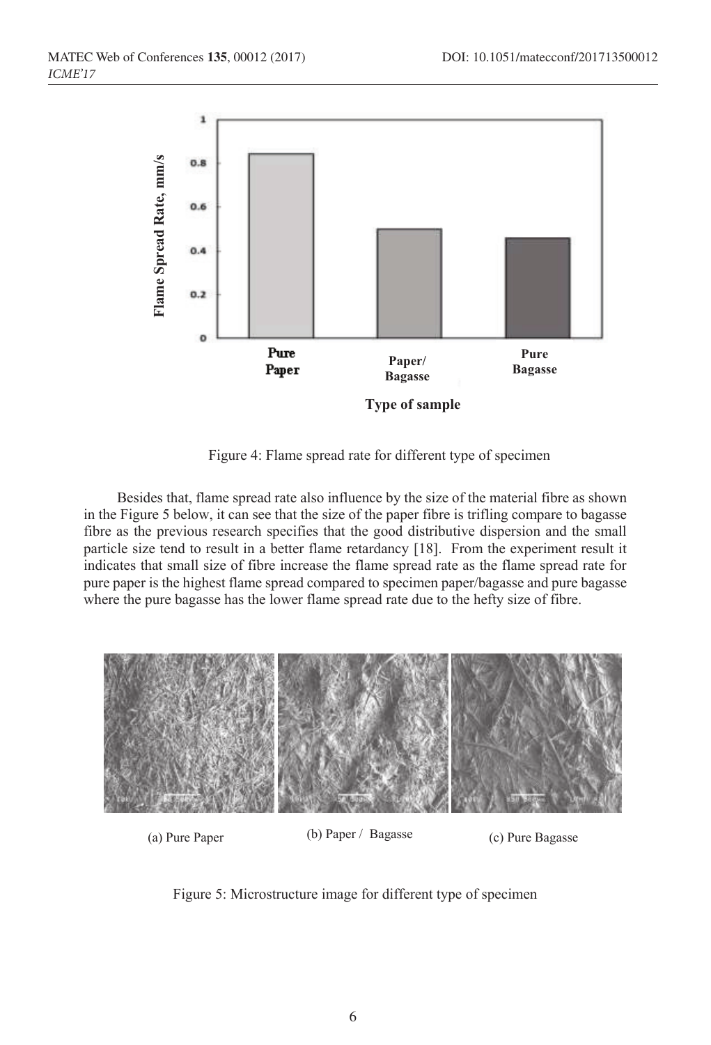Figure 4: Flame spread rate for different type of specimen

Besides that, flame spread rate also influence by the size of the material fibre as shown in the Figure 5 below, it can see that the size of the paper fibre is trifling compare to bagasse fibre as the previous research specifies that the good distributive dispersion and the small particle size tend to result in a better flame retardancy [18]. From the experiment result it indicates that small size of fibre increase the flame spread rate as the flame spread rate for pure paper is the highest flame spread compared to specimen paper/bagasse and pure bagasse where the pure bagasse has the lower flame spread rate due to the hefty size of fibre.

(a) Pure Paper (b) Paper / Bagasse (c) Pure Bagasse

Figure 5: Microstructure image for different type of specimen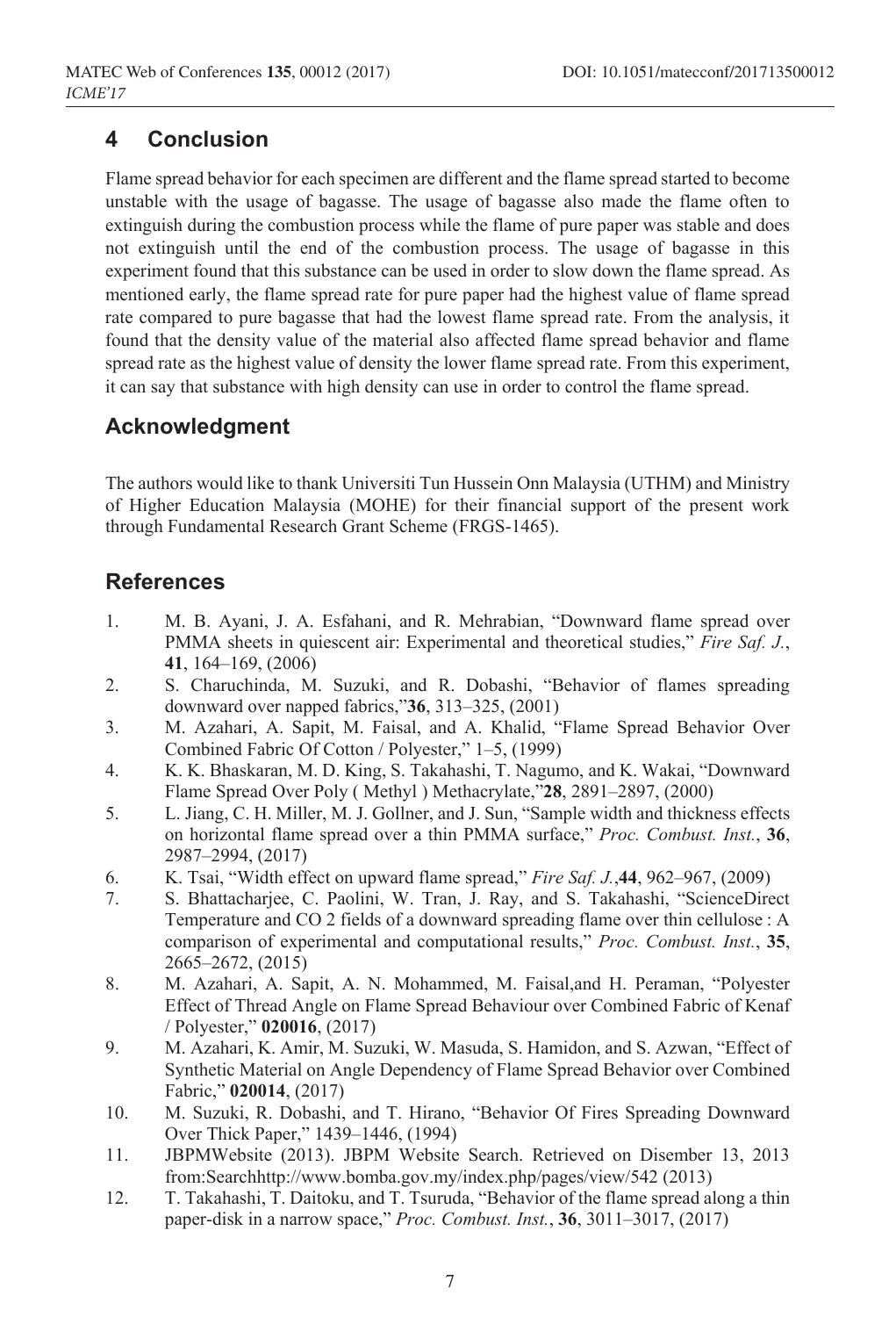## 4 Conclusion

Flame spread behavior for each specimen are different and the flame spread started to become unstable with the usage of bagasse. The usage of bagasse also made the flame often to extinguish during the combustion process while the flame of pure paper was stable and does not extinguish until the end of the combustion process. The usage of bagasse in this experiment found that this substance can be used in order to slow down the flame spread. As mentioned early, the flame spread rate for pure paper had the highest value of flame spread rate compared to pure bagasse that had the lowest flame spread rate. From the analysis, it found that the density value of the material also affected flame spread behavior and flame spread rate as the highest value of density the lower flame spread rate. From this experiment, it can say that substance with high density can use in order to control the flame spread.

## Acknowledgment

The authors would like to thank Universiti Tun Hussein Onn Malaysia (UTHM) and Ministry of Higher Education Malaysia (MOHE) for their financial support of the present work through Fundamental Research Grant Scheme (FRGS-1465).

## References

1. M. B. Ayani, J. A. Esfahani, and R. Mehrabian, "Downward flame spread over PMMA sheets in quiescent air: Experimental and theoretical studies," *Fire Saf. J.*, **41**, 164–169, (2006)
2. S. Charuchinda, M. Suzuki, and R. Dobashi, "Behavior of flames spreading downward over napped fabrics,"**36**, 313–325, (2001)
3. M. Azahari, A. Sapit, M. Faisal, and A. Khalid, "Flame Spread Behavior Over Combined Fabric Of Cotton / Polyester," 1–5, (1999)
4. K. K. Bhaskaran, M. D. King, S. Takahashi, T. Nagumo, and K. Wakai, "Downward Flame Spread Over Poly ( Methyl ) Methacrylate,"**28**, 2891–2897, (2000)
5. L. Jiang, C. H. Miller, M. J. Gollner, and J. Sun, "Sample width and thickness effects on horizontal flame spread over a thin PMMA surface," *Proc. Combust. Inst.*, **36**, 2987–2994, (2017)
6. K. Tsai, "Width effect on upward flame spread," *Fire Saf. J.*,**44**, 962–967, (2009)
7. S. Bhattacharjee, C. Paolini, W. Tran, J. Ray, and S. Takahashi, "ScienceDirect Temperature and CO 2 fields of a downward spreading flame over thin cellulose : A comparison of experimental and computational results," *Proc. Combust. Inst.*, **35**, 2665–2672, (2015)
8. M. Azahari, A. Sapit, A. N. Mohammed, M. Faisal,and H. Peraman, "Polyester Effect of Thread Angle on Flame Spread Behaviour over Combined Fabric of Kenaf / Polyester," **020016**, (2017)
9. M. Azahari, K. Amir, M. Suzuki, W. Masuda, S. Hamidon, and S. Azwan, "Effect of Synthetic Material on Angle Dependency of Flame Spread Behavior over Combined Fabric," **020014**, (2017)
10. M. Suzuki, R. Dobashi, and T. Hirano, "Behavior Of Fires Spreading Downward Over Thick Paper," 1439–1446, (1994)
11. JBPMWebsite (2013). JBPM Website Search. Retrieved on Disember 13, 2013 from:Searchhttp://www.bomba.gov.my/index.php/pages/view/542 (2013)
12. T. Takahashi, T. Daitoku, and T. Tsuruda, "Behavior of the flame spread along a thin paper-disk in a narrow space," *Proc. Combust. Inst.*, **36**, 3011–3017, (2017)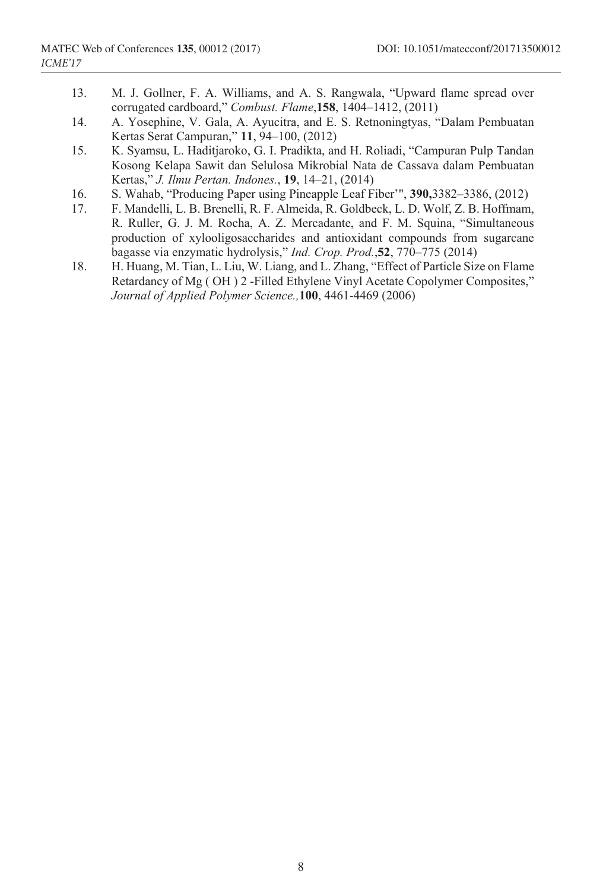13. M. J. Gollner, F. A. Williams, and A. S. Rangwala, "Upward flame spread over corrugated cardboard," *Combust. Flame*,**158**, 1404–1412, (2011)
14. A. Yosephine, V. Gala, A. Ayucitra, and E. S. Retnoningtyas, "Dalam Pembuatan Kertas Serat Campuran," **11**, 94–100, (2012)
15. K. Syamsu, L. Haditjaroko, G. I. Pradikta, and H. Roliadi, "Campuran Pulp Tandan Kosong Kelapa Sawit dan Selulosa Mikrobial Nata de Cassava dalam Pembuatan Kertas," *J. Ilmu Pertan. Indones.*, **19**, 14–21, (2014)
16. S. Wahab, "Producing Paper using Pineapple Leaf Fiber'", **390,**3382–3386, (2012)
17. F. Mandelli, L. B. Brenelli, R. F. Almeida, R. Goldbeck, L. D. Wolf, Z. B. Hoffmam, R. Ruller, G. J. M. Rocha, A. Z. Mercadante, and F. M. Squina, "Simultaneous production of xylooligosaccharides and antioxidant compounds from sugarcane bagasse via enzymatic hydrolysis," *Ind. Crop. Prod.*,**52**, 770–775 (2014)
18. H. Huang, M. Tian, L. Liu, W. Liang, and L. Zhang, "Effect of Particle Size on Flame Retardancy of Mg ( OH ) 2 -Filled Ethylene Vinyl Acetate Copolymer Composites," *Journal of Applied Polymer Science.,***100**, 4461-4469 (2006)